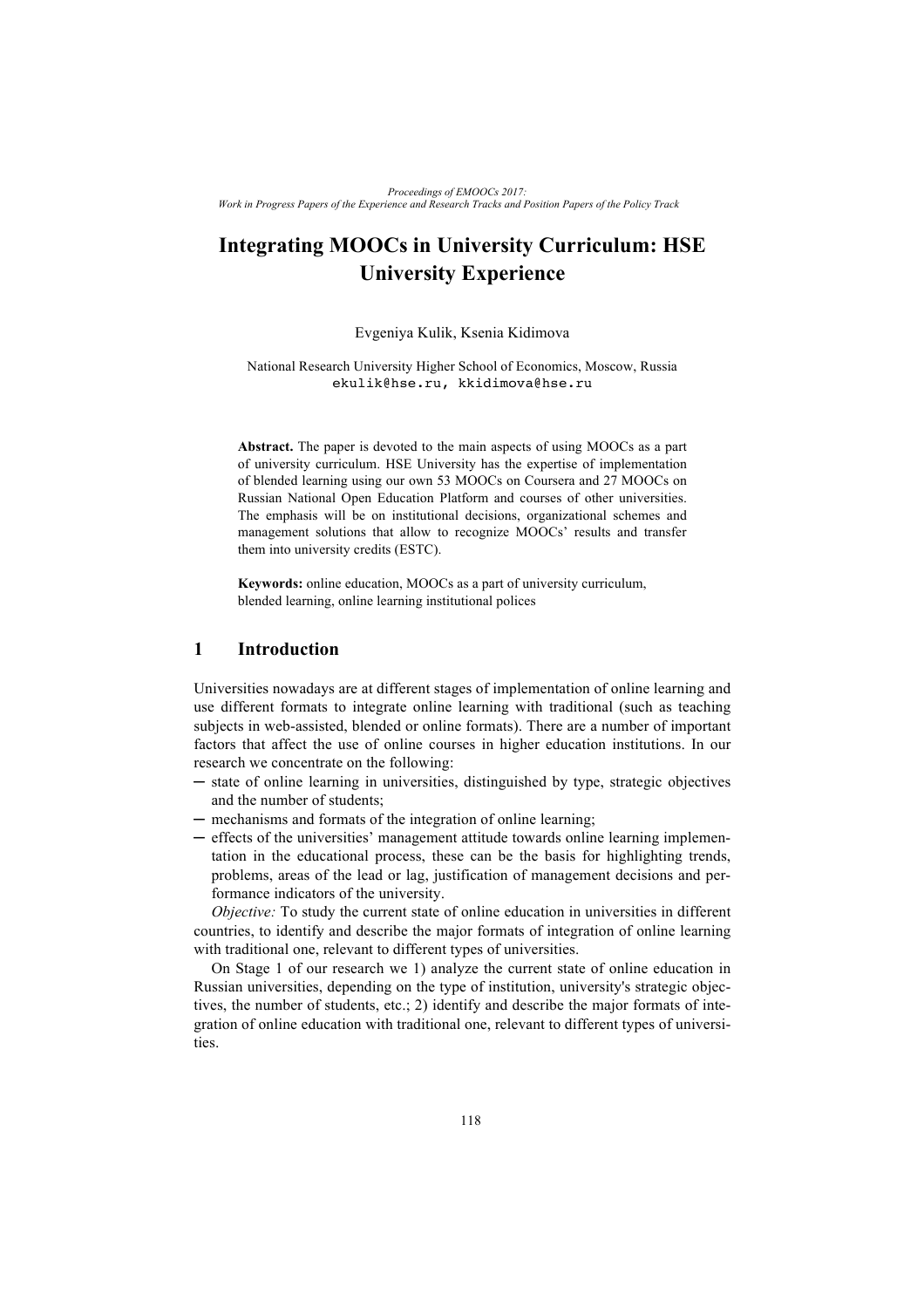# Integrating MOOCs in University Curriculum: HSE University Experience

Evgeniya Kulik, Ksenia Kidimova

National Research University Higher School of Economics, Moscow, Russia
ekulik@hse.ru, kkidimova@hse.ru

**Abstract.** The paper is devoted to the main aspects of using MOOCs as a part of university curriculum. HSE University has the expertise of implementation of blended learning using our own 53 MOOCs on Coursera and 27 MOOCs on Russian National Open Education Platform and courses of other universities. The emphasis will be on institutional decisions, organizational schemes and management solutions that allow to recognize MOOCs' results and transfer them into university credits (ESTC).

**Keywords:** online education, MOOCs as a part of university curriculum, blended learning, online learning institutional polices

## 1 Introduction

Universities nowadays are at different stages of implementation of online learning and use different formats to integrate online learning with traditional (such as teaching subjects in web-assisted, blended or online formats). There are a number of important factors that affect the use of online courses in higher education institutions. In our research we concentrate on the following:

- state of online learning in universities, distinguished by type, strategic objectives and the number of students;
- mechanisms and formats of the integration of online learning;
- effects of the universities' management attitude towards online learning implementation in the educational process, these can be the basis for highlighting trends, problems, areas of the lead or lag, justification of management decisions and performance indicators of the university.

*Objective:* To study the current state of online education in universities in different countries, to identify and describe the major formats of integration of online learning with traditional one, relevant to different types of universities.

On Stage 1 of our research we 1) analyze the current state of online education in Russian universities, depending on the type of institution, university's strategic objectives, the number of students, etc.; 2) identify and describe the major formats of integration of online education with traditional one, relevant to different types of universities.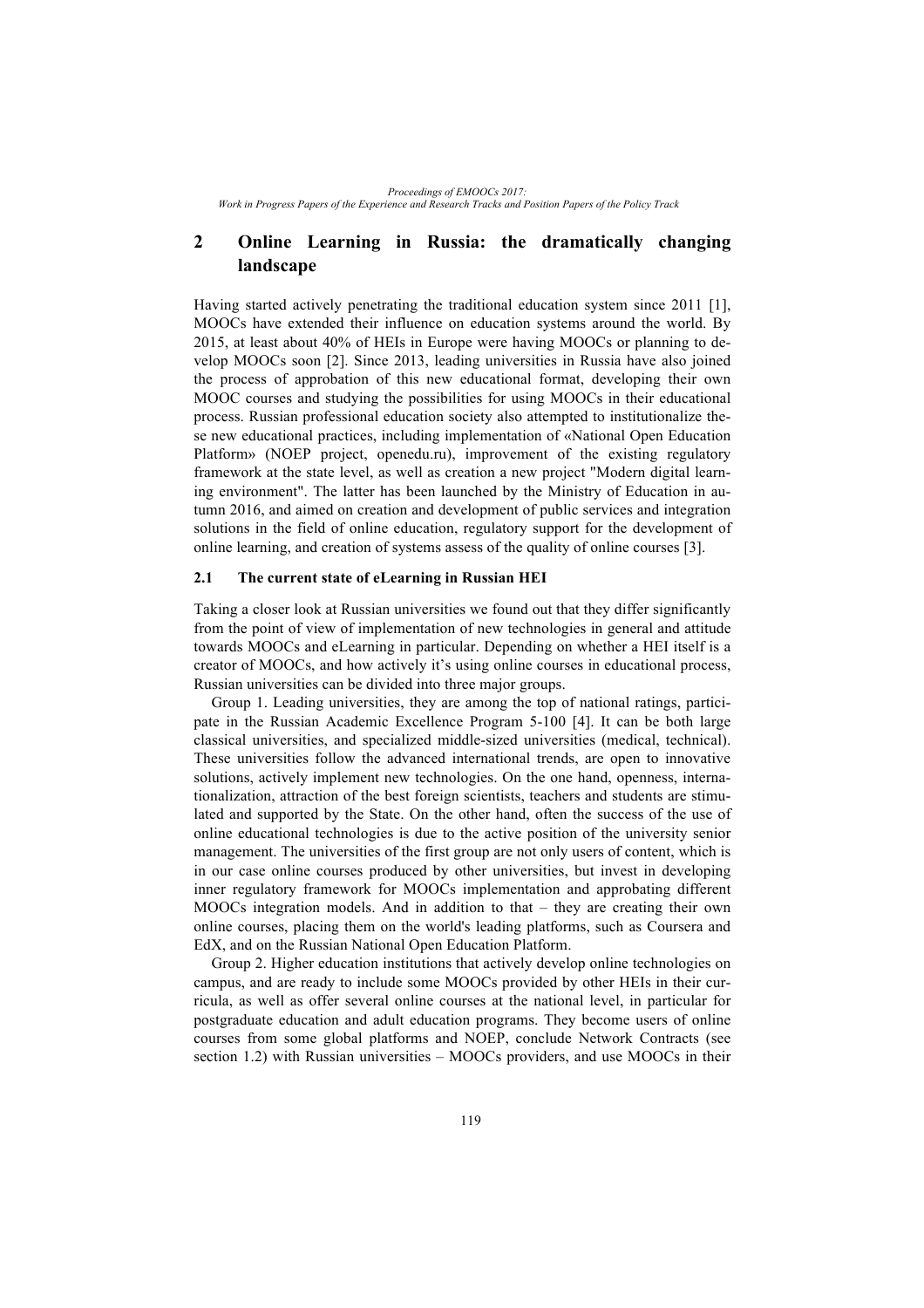## 2 Online Learning in Russia: the dramatically changing landscape

Having started actively penetrating the traditional education system since 2011 [1], MOOCs have extended their influence on education systems around the world. By 2015, at least about 40% of HEIs in Europe were having MOOCs or planning to develop MOOCs soon [2]. Since 2013, leading universities in Russia have also joined the process of approbation of this new educational format, developing their own MOOC courses and studying the possibilities for using MOOCs in their educational process. Russian professional education society also attempted to institutionalize these new educational practices, including implementation of «National Open Education Platform» (NOEP project, openedu.ru), improvement of the existing regulatory framework at the state level, as well as creation a new project "Modern digital learning environment". The latter has been launched by the Ministry of Education in autumn 2016, and aimed on creation and development of public services and integration solutions in the field of online education, regulatory support for the development of online learning, and creation of systems assess of the quality of online courses [3].

### 2.1 The current state of eLearning in Russian HEI

Taking a closer look at Russian universities we found out that they differ significantly from the point of view of implementation of new technologies in general and attitude towards MOOCs and eLearning in particular. Depending on whether a HEI itself is a creator of MOOCs, and how actively it's using online courses in educational process, Russian universities can be divided into three major groups.

Group 1. Leading universities, they are among the top of national ratings, participate in the Russian Academic Excellence Program 5-100 [4]. It can be both large classical universities, and specialized middle-sized universities (medical, technical). These universities follow the advanced international trends, are open to innovative solutions, actively implement new technologies. On the one hand, openness, internationalization, attraction of the best foreign scientists, teachers and students are stimulated and supported by the State. On the other hand, often the success of the use of online educational technologies is due to the active position of the university senior management. The universities of the first group are not only users of content, which is in our case online courses produced by other universities, but invest in developing inner regulatory framework for MOOCs implementation and approbating different MOOCs integration models. And in addition to that – they are creating their own online courses, placing them on the world's leading platforms, such as Coursera and EdX, and on the Russian National Open Education Platform.

Group 2. Higher education institutions that actively develop online technologies on campus, and are ready to include some MOOCs provided by other HEIs in their curricula, as well as offer several online courses at the national level, in particular for postgraduate education and adult education programs. They become users of online courses from some global platforms and NOEP, conclude Network Contracts (see section 1.2) with Russian universities – MOOCs providers, and use MOOCs in their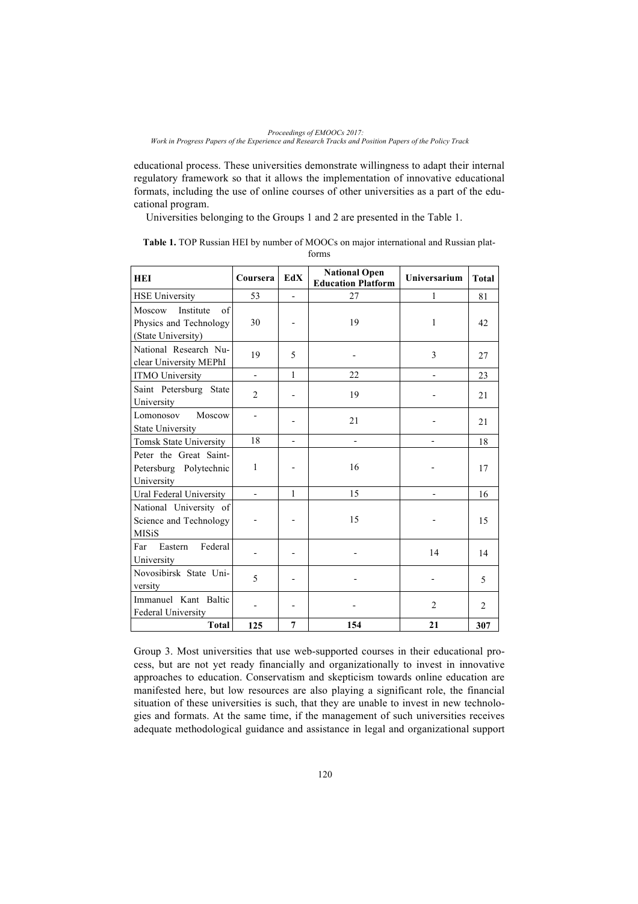educational process. These universities demonstrate willingness to adapt their internal regulatory framework so that it allows the implementation of innovative educational formats, including the use of online courses of other universities as a part of the educational program.

Universities belonging to the Groups 1 and 2 are presented in the Table 1.

**Table 1.** TOP Russian HEI by number of MOOCs on major international and Russian platforms

| HEI | Coursera | EdX | National Open Education Platform | Universarium | Total |
|---|---|---|---|---|---|
| HSE University | 53 | - | 27 | 1 | 81 |
| Moscow Institute of Physics and Technology (State University) | 30 | - | 19 | 1 | 42 |
| National Research Nuclear University MEPhI | 19 | 5 | - | 3 | 27 |
| ITMO University | - | 1 | 22 | - | 23 |
| Saint Petersburg State University | 2 | - | 19 | - | 21 |
| Lomonosov Moscow State University | - | - | 21 | - | 21 |
| Tomsk State University | 18 | - | - | - | 18 |
| Peter the Great Saint-Petersburg Polytechnic University | 1 | - | 16 | - | 17 |
| Ural Federal University | - | 1 | 15 | - | 16 |
| National University of Science and Technology MISiS | - | - | 15 | - | 15 |
| Far Eastern Federal University | - | - | - | 14 | 14 |
| Novosibirsk State University | 5 | - | - | - | 5 |
| Immanuel Kant Baltic Federal University | - | - | - | 2 | 2 |
| **Total** | **125** | **7** | **154** | **21** | **307** |

Group 3. Most universities that use web-supported courses in their educational process, but are not yet ready financially and organizationally to invest in innovative approaches to education. Conservatism and skepticism towards online education are manifested here, but low resources are also playing a significant role, the financial situation of these universities is such, that they are unable to invest in new technologies and formats. At the same time, if the management of such universities receives adequate methodological guidance and assistance in legal and organizational support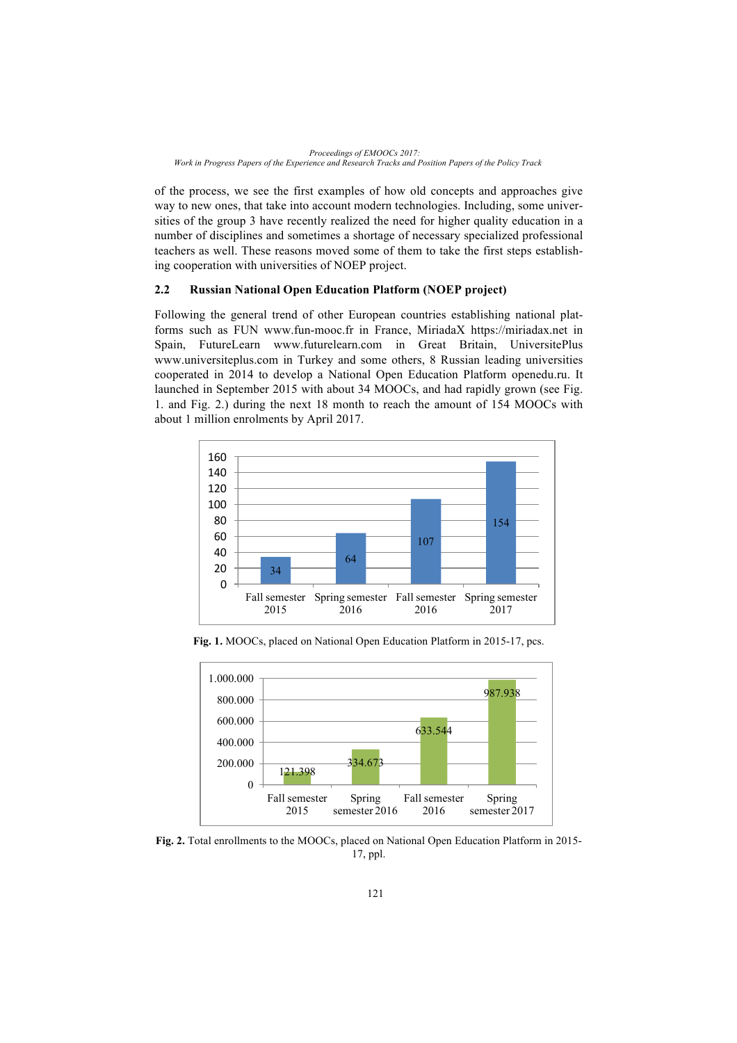of the process, we see the first examples of how old concepts and approaches give way to new ones, that take into account modern technologies. Including, some universities of the group 3 have recently realized the need for higher quality education in a number of disciplines and sometimes a shortage of necessary specialized professional teachers as well. These reasons moved some of them to take the first steps establishing cooperation with universities of NOEP project.

### 2.2 Russian National Open Education Platform (NOEP project)

Following the general trend of other European countries establishing national platforms such as FUN www.fun-mooc.fr in France, MiriadaX https://miriadax.net in Spain, FutureLearn www.futurelearn.com in Great Britain, UniversitePlus www.universiteplus.com in Turkey and some others, 8 Russian leading universities cooperated in 2014 to develop a National Open Education Platform openedu.ru. It launched in September 2015 with about 34 MOOCs, and had rapidly grown (see Fig. 1. and Fig. 2.) during the next 18 month to reach the amount of 154 MOOCs with about 1 million enrolments by April 2017.

| Semester | MOOCs |
|---|---|
| Fall semester 2015 | 34 |
| Spring semester 2016 | 64 |
| Fall semester 2016 | 107 |
| Spring semester 2017 | 154 |

**Fig. 1.** MOOCs, placed on National Open Education Platform in 2015-17, pcs.

| Semester | Enrollments |
|---|---|
| Fall semester 2015 | 121.398 |
| Spring semester 2016 | 334.673 |
| Fall semester 2016 | 633.544 |
| Spring semester 2017 | 987.938 |

**Fig. 2.** Total enrollments to the MOOCs, placed on National Open Education Platform in 2015-17, ppl.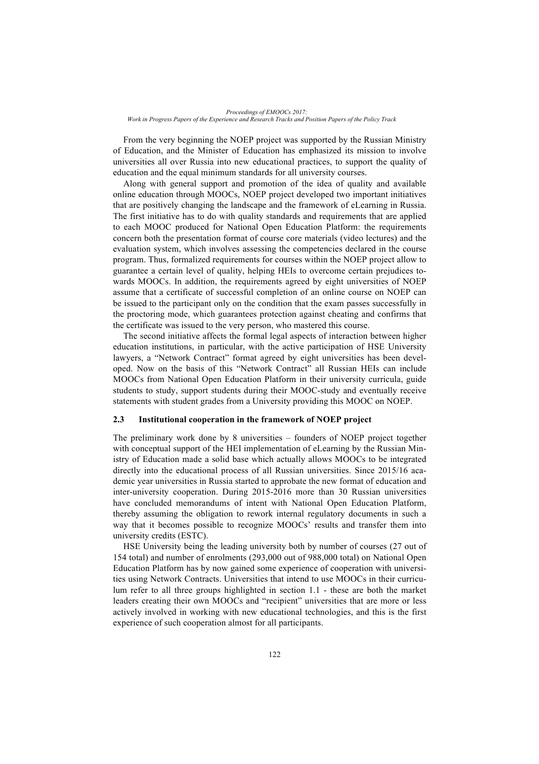From the very beginning the NOEP project was supported by the Russian Ministry of Education, and the Minister of Education has emphasized its mission to involve universities all over Russia into new educational practices, to support the quality of education and the equal minimum standards for all university courses.

Along with general support and promotion of the idea of quality and available online education through MOOCs, NOEP project developed two important initiatives that are positively changing the landscape and the framework of eLearning in Russia. The first initiative has to do with quality standards and requirements that are applied to each MOOC produced for National Open Education Platform: the requirements concern both the presentation format of course core materials (video lectures) and the evaluation system, which involves assessing the competencies declared in the course program. Thus, formalized requirements for courses within the NOEP project allow to guarantee a certain level of quality, helping HEIs to overcome certain prejudices towards MOOCs. In addition, the requirements agreed by eight universities of NOEP assume that a certificate of successful completion of an online course on NOEP can be issued to the participant only on the condition that the exam passes successfully in the proctoring mode, which guarantees protection against cheating and confirms that the certificate was issued to the very person, who mastered this course.

The second initiative affects the formal legal aspects of interaction between higher education institutions, in particular, with the active participation of HSE University lawyers, a "Network Contract" format agreed by eight universities has been developed. Now on the basis of this "Network Contract" all Russian HEIs can include MOOCs from National Open Education Platform in their university curricula, guide students to study, support students during their MOOC-study and eventually receive statements with student grades from a University providing this MOOC on NOEP.

### 2.3 Institutional cooperation in the framework of NOEP project

The preliminary work done by 8 universities – founders of NOEP project together with conceptual support of the HEI implementation of eLearning by the Russian Ministry of Education made a solid base which actually allows MOOCs to be integrated directly into the educational process of all Russian universities. Since 2015/16 academic year universities in Russia started to approbate the new format of education and inter-university cooperation. During 2015-2016 more than 30 Russian universities have concluded memorandums of intent with National Open Education Platform, thereby assuming the obligation to rework internal regulatory documents in such a way that it becomes possible to recognize MOOCs' results and transfer them into university credits (ESTC).

HSE University being the leading university both by number of courses (27 out of 154 total) and number of enrolments (293,000 out of 988,000 total) on National Open Education Platform has by now gained some experience of cooperation with universities using Network Contracts. Universities that intend to use MOOCs in their curriculum refer to all three groups highlighted in section 1.1 - these are both the market leaders creating their own MOOCs and "recipient" universities that are more or less actively involved in working with new educational technologies, and this is the first experience of such cooperation almost for all participants.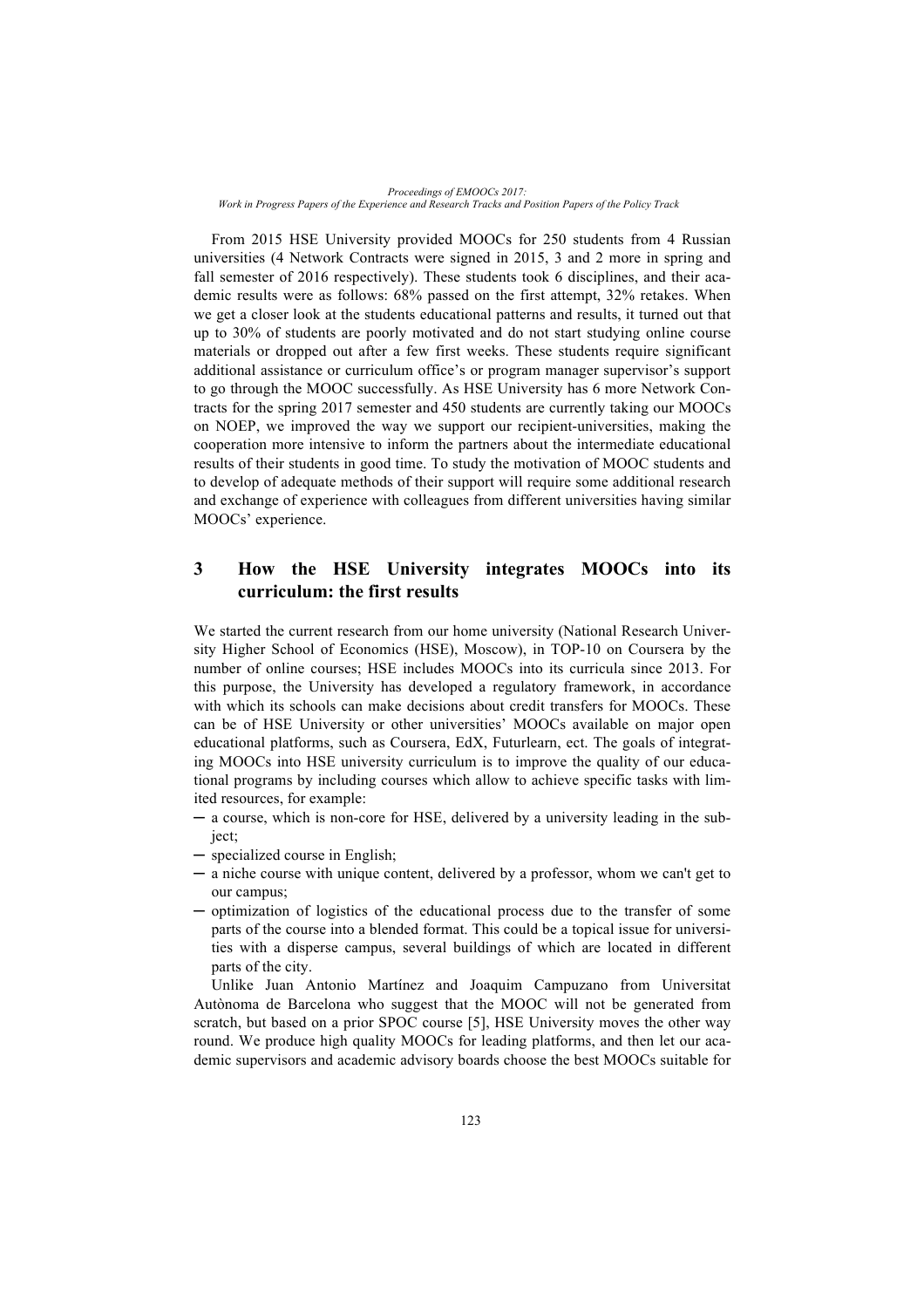From 2015 HSE University provided MOOCs for 250 students from 4 Russian universities (4 Network Contracts were signed in 2015, 3 and 2 more in spring and fall semester of 2016 respectively). These students took 6 disciplines, and their academic results were as follows: 68% passed on the first attempt, 32% retakes. When we get a closer look at the students educational patterns and results, it turned out that up to 30% of students are poorly motivated and do not start studying online course materials or dropped out after a few first weeks. These students require significant additional assistance or curriculum office's or program manager supervisor's support to go through the MOOC successfully. As HSE University has 6 more Network Contracts for the spring 2017 semester and 450 students are currently taking our MOOCs on NOEP, we improved the way we support our recipient-universities, making the cooperation more intensive to inform the partners about the intermediate educational results of their students in good time. To study the motivation of MOOC students and to develop of adequate methods of their support will require some additional research and exchange of experience with colleagues from different universities having similar MOOCs' experience.

## 3 How the HSE University integrates MOOCs into its curriculum: the first results

We started the current research from our home university (National Research University Higher School of Economics (HSE), Moscow), in TOP-10 on Coursera by the number of online courses; HSE includes MOOCs into its curricula since 2013. For this purpose, the University has developed a regulatory framework, in accordance with which its schools can make decisions about credit transfers for MOOCs. These can be of HSE University or other universities' MOOCs available on major open educational platforms, such as Coursera, EdX, Futurlearn, ect. The goals of integrating MOOCs into HSE university curriculum is to improve the quality of our educational programs by including courses which allow to achieve specific tasks with limited resources, for example:

- a course, which is non-core for HSE, delivered by a university leading in the subject;
- specialized course in English;
- a niche course with unique content, delivered by a professor, whom we can't get to our campus;
- optimization of logistics of the educational process due to the transfer of some parts of the course into a blended format. This could be a topical issue for universities with a disperse campus, several buildings of which are located in different parts of the city.

Unlike Juan Antonio Martínez and Joaquim Campuzano from Universitat Autònoma de Barcelona who suggest that the MOOC will not be generated from scratch, but based on a prior SPOC course [5], HSE University moves the other way round. We produce high quality MOOCs for leading platforms, and then let our academic supervisors and academic advisory boards choose the best MOOCs suitable for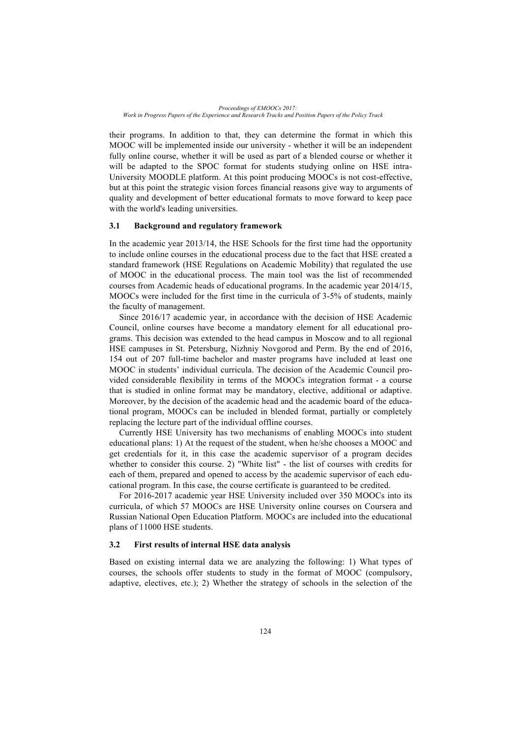their programs. In addition to that, they can determine the format in which this MOOC will be implemented inside our university - whether it will be an independent fully online course, whether it will be used as part of a blended course or whether it will be adapted to the SPOC format for students studying online on HSE intra-University MOODLE platform. At this point producing MOOCs is not cost-effective, but at this point the strategic vision forces financial reasons give way to arguments of quality and development of better educational formats to move forward to keep pace with the world's leading universities.

### 3.1 Background and regulatory framework

In the academic year 2013/14, the HSE Schools for the first time had the opportunity to include online courses in the educational process due to the fact that HSE created a standard framework (HSE Regulations on Academic Mobility) that regulated the use of MOOC in the educational process. The main tool was the list of recommended courses from Academic heads of educational programs. In the academic year 2014/15, MOOCs were included for the first time in the curricula of 3-5% of students, mainly the faculty of management.

Since 2016/17 academic year, in accordance with the decision of HSE Academic Council, online courses have become a mandatory element for all educational programs. This decision was extended to the head campus in Moscow and to all regional HSE campuses in St. Petersburg, Nizhniy Novgorod and Perm. By the end of 2016, 154 out of 207 full-time bachelor and master programs have included at least one MOOC in students' individual curricula. The decision of the Academic Council provided considerable flexibility in terms of the MOOCs integration format - a course that is studied in online format may be mandatory, elective, additional or adaptive. Moreover, by the decision of the academic head and the academic board of the educational program, MOOCs can be included in blended format, partially or completely replacing the lecture part of the individual offline courses.

Currently HSE University has two mechanisms of enabling MOOCs into student educational plans: 1) At the request of the student, when he/she chooses a MOOC and get credentials for it, in this case the academic supervisor of a program decides whether to consider this course. 2) "White list" - the list of courses with credits for each of them, prepared and opened to access by the academic supervisor of each educational program. In this case, the course certificate is guaranteed to be credited.

For 2016-2017 academic year HSE University included over 350 MOOCs into its curricula, of which 57 MOOCs are HSE University online courses on Coursera and Russian National Open Education Platform. MOOCs are included into the educational plans of 11000 HSE students.

### 3.2 First results of internal HSE data analysis

Based on existing internal data we are analyzing the following: 1) What types of courses, the schools offer students to study in the format of MOOC (compulsory, adaptive, electives, etc.); 2) Whether the strategy of schools in the selection of the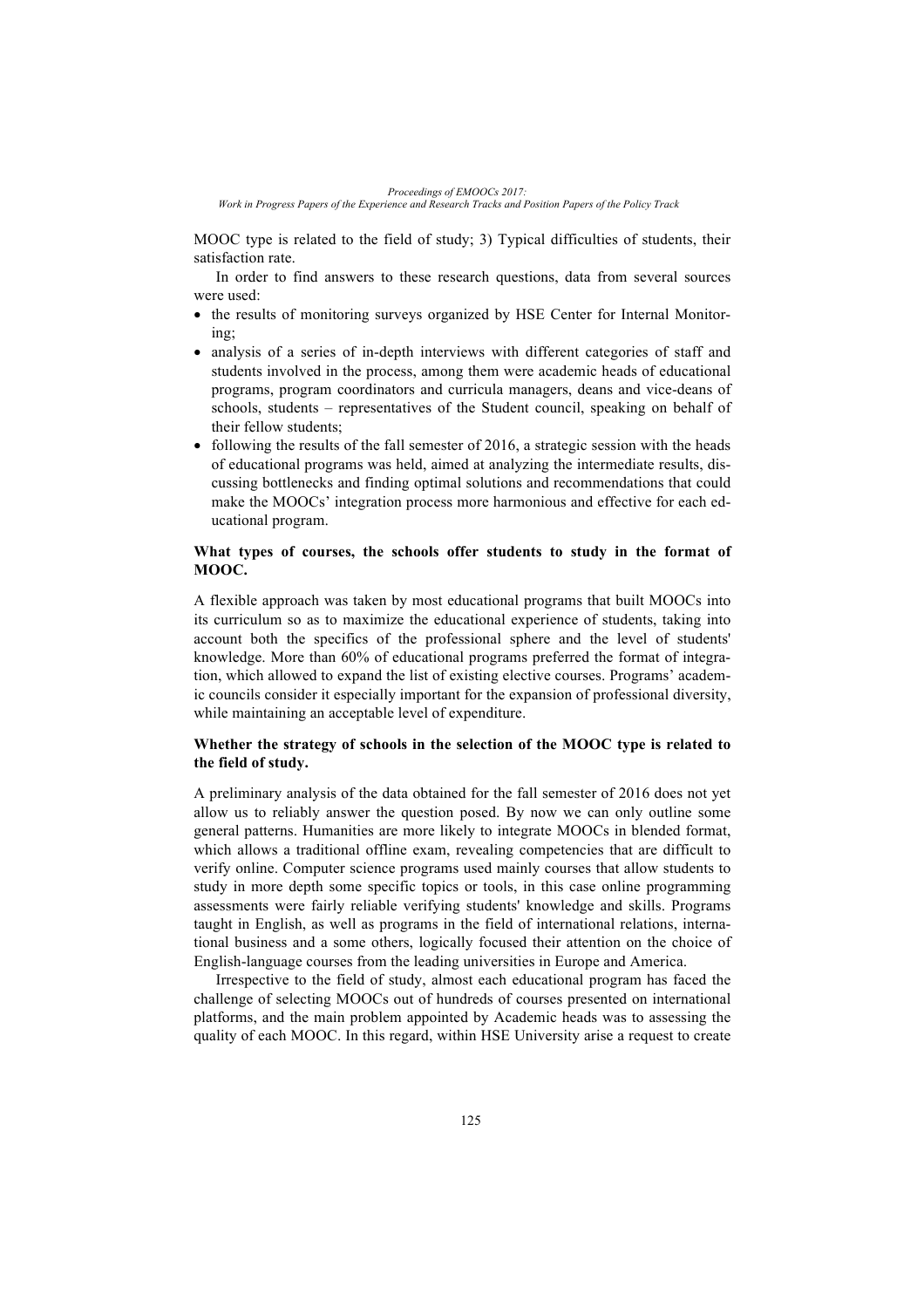MOOC type is related to the field of study; 3) Typical difficulties of students, their satisfaction rate.

In order to find answers to these research questions, data from several sources were used:

- the results of monitoring surveys organized by HSE Center for Internal Monitoring;
- analysis of a series of in-depth interviews with different categories of staff and students involved in the process, among them were academic heads of educational programs, program coordinators and curricula managers, deans and vice-deans of schools, students – representatives of the Student council, speaking on behalf of their fellow students;
- following the results of the fall semester of 2016, a strategic session with the heads of educational programs was held, aimed at analyzing the intermediate results, discussing bottlenecks and finding optimal solutions and recommendations that could make the MOOCs' integration process more harmonious and effective for each educational program.

**What types of courses, the schools offer students to study in the format of MOOC.**

A flexible approach was taken by most educational programs that built MOOCs into its curriculum so as to maximize the educational experience of students, taking into account both the specifics of the professional sphere and the level of students' knowledge. More than 60% of educational programs preferred the format of integration, which allowed to expand the list of existing elective courses. Programs' academic councils consider it especially important for the expansion of professional diversity, while maintaining an acceptable level of expenditure.

**Whether the strategy of schools in the selection of the MOOC type is related to the field of study.**

A preliminary analysis of the data obtained for the fall semester of 2016 does not yet allow us to reliably answer the question posed. By now we can only outline some general patterns. Humanities are more likely to integrate MOOCs in blended format, which allows a traditional offline exam, revealing competencies that are difficult to verify online. Computer science programs used mainly courses that allow students to study in more depth some specific topics or tools, in this case online programming assessments were fairly reliable verifying students' knowledge and skills. Programs taught in English, as well as programs in the field of international relations, international business and a some others, logically focused their attention on the choice of English-language courses from the leading universities in Europe and America.

Irrespective to the field of study, almost each educational program has faced the challenge of selecting MOOCs out of hundreds of courses presented on international platforms, and the main problem appointed by Academic heads was to assessing the quality of each MOOC. In this regard, within HSE University arise a request to create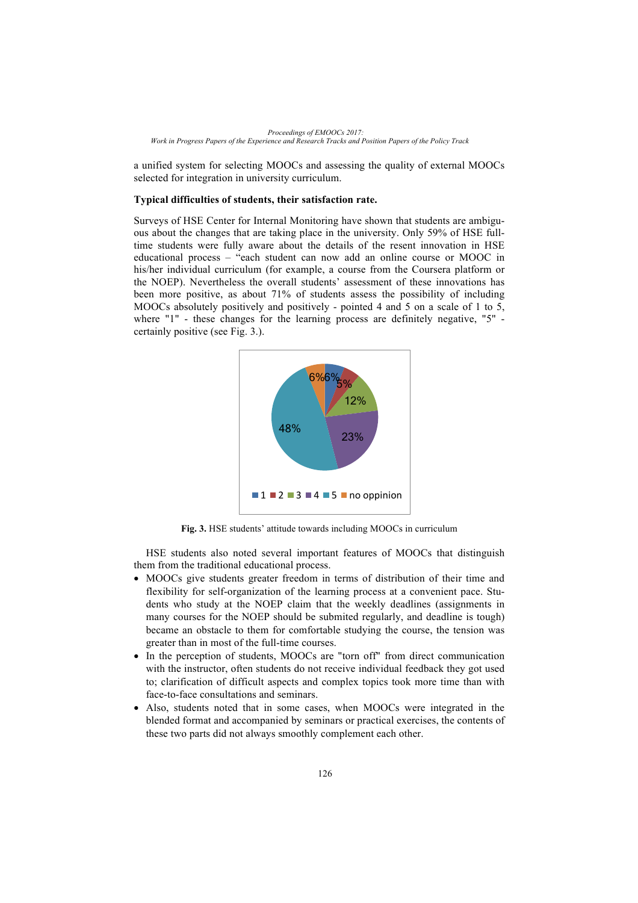a unified system for selecting MOOCs and assessing the quality of external MOOCs selected for integration in university curriculum.

**Typical difficulties of students, their satisfaction rate.**

Surveys of HSE Center for Internal Monitoring have shown that students are ambiguous about the changes that are taking place in the university. Only 59% of HSE full-time students were fully aware about the details of the resent innovation in HSE educational process – "each student can now add an online course or MOOC in his/her individual curriculum (for example, a course from the Coursera platform or the NOEP). Nevertheless the overall students' assessment of these innovations has been more positive, as about 71% of students assess the possibility of including MOOCs absolutely positively and positively - pointed 4 and 5 on a scale of 1 to 5, where "1" - these changes for the learning process are definitely negative, "5" - certainly positive (see Fig. 3.).

**Fig. 3.** HSE students' attitude towards including MOOCs in curriculum

HSE students also noted several important features of MOOCs that distinguish them from the traditional educational process.

- MOOCs give students greater freedom in terms of distribution of their time and flexibility for self-organization of the learning process at a convenient pace. Students who study at the NOEP claim that the weekly deadlines (assignments in many courses for the NOEP should be submited regularly, and deadline is tough) became an obstacle to them for comfortable studying the course, the tension was greater than in most of the full-time courses.
- In the perception of students, MOOCs are "torn off" from direct communication with the instructor, often students do not receive individual feedback they got used to; clarification of difficult aspects and complex topics took more time than with face-to-face consultations and seminars.
- Also, students noted that in some cases, when MOOCs were integrated in the blended format and accompanied by seminars or practical exercises, the contents of these two parts did not always smoothly complement each other.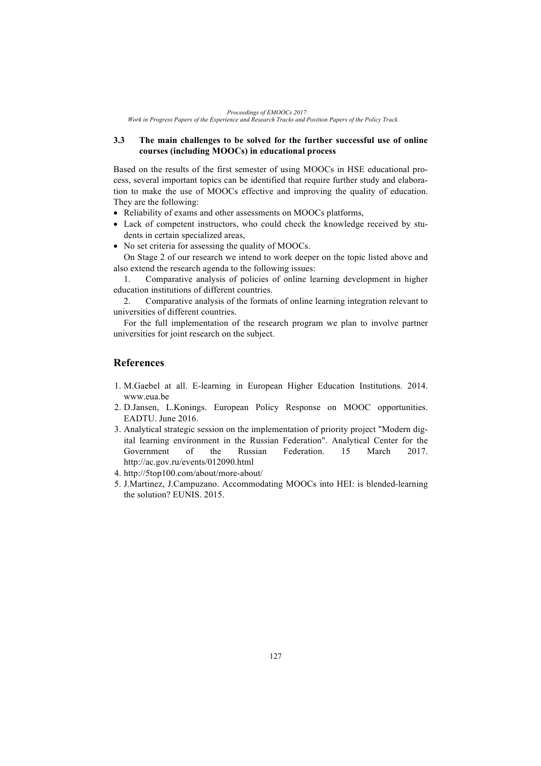### 3.3 The main challenges to be solved for the further successful use of online courses (including MOOCs) in educational process

Based on the results of the first semester of using MOOCs in HSE educational process, several important topics can be identified that require further study and elaboration to make the use of MOOCs effective and improving the quality of education. They are the following:

- Reliability of exams and other assessments on MOOCs platforms,
- Lack of competent instructors, who could check the knowledge received by students in certain specialized areas,
- No set criteria for assessing the quality of MOOCs.

On Stage 2 of our research we intend to work deeper on the topic listed above and also extend the research agenda to the following issues:

1. Comparative analysis of policies of online learning development in higher education institutions of different countries.
2. Comparative analysis of the formats of online learning integration relevant to universities of different countries.

For the full implementation of the research program we plan to involve partner universities for joint research on the subject.

## References

1. M.Gaebel at all. E-learning in European Higher Education Institutions. 2014. www.eua.be
2. D.Jansen, L.Konings. European Policy Response on MOOC opportunities. EADTU. June 2016.
3. Analytical strategic session on the implementation of priority project "Modern digital learning environment in the Russian Federation". Analytical Center for the Government of the Russian Federation. 15 March 2017. http://ac.gov.ru/events/012090.html
4. http://5top100.com/about/more-about/
5. J.Martinez, J.Campuzano. Accommodating MOOCs into HEI: is blended-learning the solution? EUNIS. 2015.